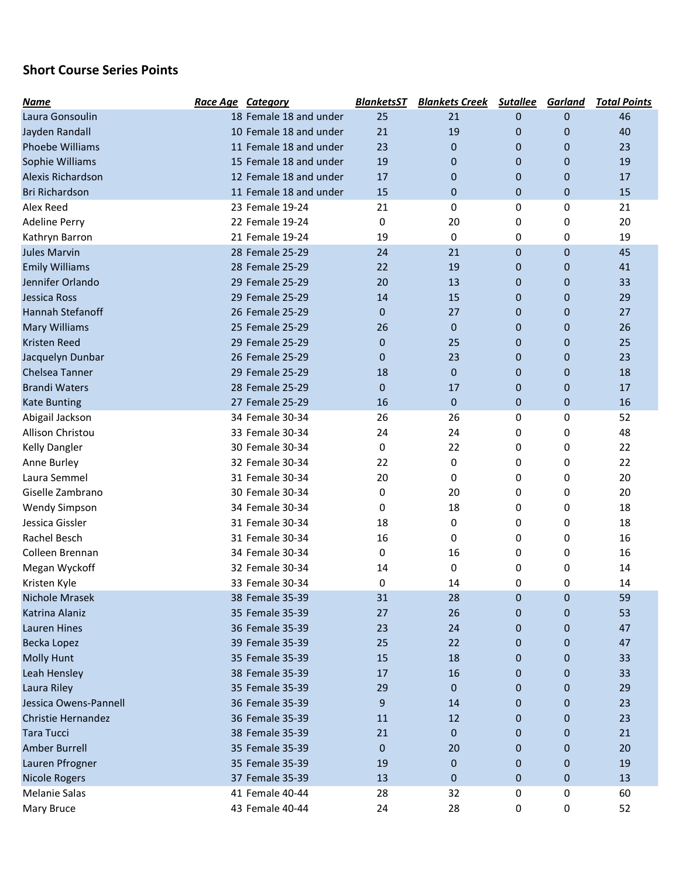## Short Course Series Points

| Name | Race Age | Category | BlanketsST | Blankets Creek | Sutallee | Garland | Total Points |
|---|---|---|---|---|---|---|---|
| Laura Gonsoulin | 18 | Female 18 and under | 25 | 21 | 0 | 0 | 46 |
| Jayden Randall | 10 | Female 18 and under | 21 | 19 | 0 | 0 | 40 |
| Phoebe Williams | 11 | Female 18 and under | 23 | 0 | 0 | 0 | 23 |
| Sophie Williams | 15 | Female 18 and under | 19 | 0 | 0 | 0 | 19 |
| Alexis Richardson | 12 | Female 18 and under | 17 | 0 | 0 | 0 | 17 |
| Bri Richardson | 11 | Female 18 and under | 15 | 0 | 0 | 0 | 15 |
| Alex Reed | 23 | Female 19-24 | 21 | 0 | 0 | 0 | 21 |
| Adeline Perry | 22 | Female 19-24 | 0 | 20 | 0 | 0 | 20 |
| Kathryn Barron | 21 | Female 19-24 | 19 | 0 | 0 | 0 | 19 |
| Jules Marvin | 28 | Female 25-29 | 24 | 21 | 0 | 0 | 45 |
| Emily Williams | 28 | Female 25-29 | 22 | 19 | 0 | 0 | 41 |
| Jennifer Orlando | 29 | Female 25-29 | 20 | 13 | 0 | 0 | 33 |
| Jessica Ross | 29 | Female 25-29 | 14 | 15 | 0 | 0 | 29 |
| Hannah Stefanoff | 26 | Female 25-29 | 0 | 27 | 0 | 0 | 27 |
| Mary Williams | 25 | Female 25-29 | 26 | 0 | 0 | 0 | 26 |
| Kristen Reed | 29 | Female 25-29 | 0 | 25 | 0 | 0 | 25 |
| Jacquelyn Dunbar | 26 | Female 25-29 | 0 | 23 | 0 | 0 | 23 |
| Chelsea Tanner | 29 | Female 25-29 | 18 | 0 | 0 | 0 | 18 |
| Brandi Waters | 28 | Female 25-29 | 0 | 17 | 0 | 0 | 17 |
| Kate Bunting | 27 | Female 25-29 | 16 | 0 | 0 | 0 | 16 |
| Abigail Jackson | 34 | Female 30-34 | 26 | 26 | 0 | 0 | 52 |
| Allison Christou | 33 | Female 30-34 | 24 | 24 | 0 | 0 | 48 |
| Kelly Dangler | 30 | Female 30-34 | 0 | 22 | 0 | 0 | 22 |
| Anne Burley | 32 | Female 30-34 | 22 | 0 | 0 | 0 | 22 |
| Laura Semmel | 31 | Female 30-34 | 20 | 0 | 0 | 0 | 20 |
| Giselle Zambrano | 30 | Female 30-34 | 0 | 20 | 0 | 0 | 20 |
| Wendy Simpson | 34 | Female 30-34 | 0 | 18 | 0 | 0 | 18 |
| Jessica Gissler | 31 | Female 30-34 | 18 | 0 | 0 | 0 | 18 |
| Rachel Besch | 31 | Female 30-34 | 16 | 0 | 0 | 0 | 16 |
| Colleen Brennan | 34 | Female 30-34 | 0 | 16 | 0 | 0 | 16 |
| Megan Wyckoff | 32 | Female 30-34 | 14 | 0 | 0 | 0 | 14 |
| Kristen Kyle | 33 | Female 30-34 | 0 | 14 | 0 | 0 | 14 |
| Nichole Mrasek | 38 | Female 35-39 | 31 | 28 | 0 | 0 | 59 |
| Katrina Alaniz | 35 | Female 35-39 | 27 | 26 | 0 | 0 | 53 |
| Lauren Hines | 36 | Female 35-39 | 23 | 24 | 0 | 0 | 47 |
| Becka Lopez | 39 | Female 35-39 | 25 | 22 | 0 | 0 | 47 |
| Molly Hunt | 35 | Female 35-39 | 15 | 18 | 0 | 0 | 33 |
| Leah Hensley | 38 | Female 35-39 | 17 | 16 | 0 | 0 | 33 |
| Laura Riley | 35 | Female 35-39 | 29 | 0 | 0 | 0 | 29 |
| Jessica Owens-Pannell | 36 | Female 35-39 | 9 | 14 | 0 | 0 | 23 |
| Christie Hernandez | 36 | Female 35-39 | 11 | 12 | 0 | 0 | 23 |
| Tara Tucci | 38 | Female 35-39 | 21 | 0 | 0 | 0 | 21 |
| Amber Burrell | 35 | Female 35-39 | 0 | 20 | 0 | 0 | 20 |
| Lauren Pfrogner | 35 | Female 35-39 | 19 | 0 | 0 | 0 | 19 |
| Nicole Rogers | 37 | Female 35-39 | 13 | 0 | 0 | 0 | 13 |
| Melanie Salas | 41 | Female 40-44 | 28 | 32 | 0 | 0 | 60 |
| Mary Bruce | 43 | Female 40-44 | 24 | 28 | 0 | 0 | 52 |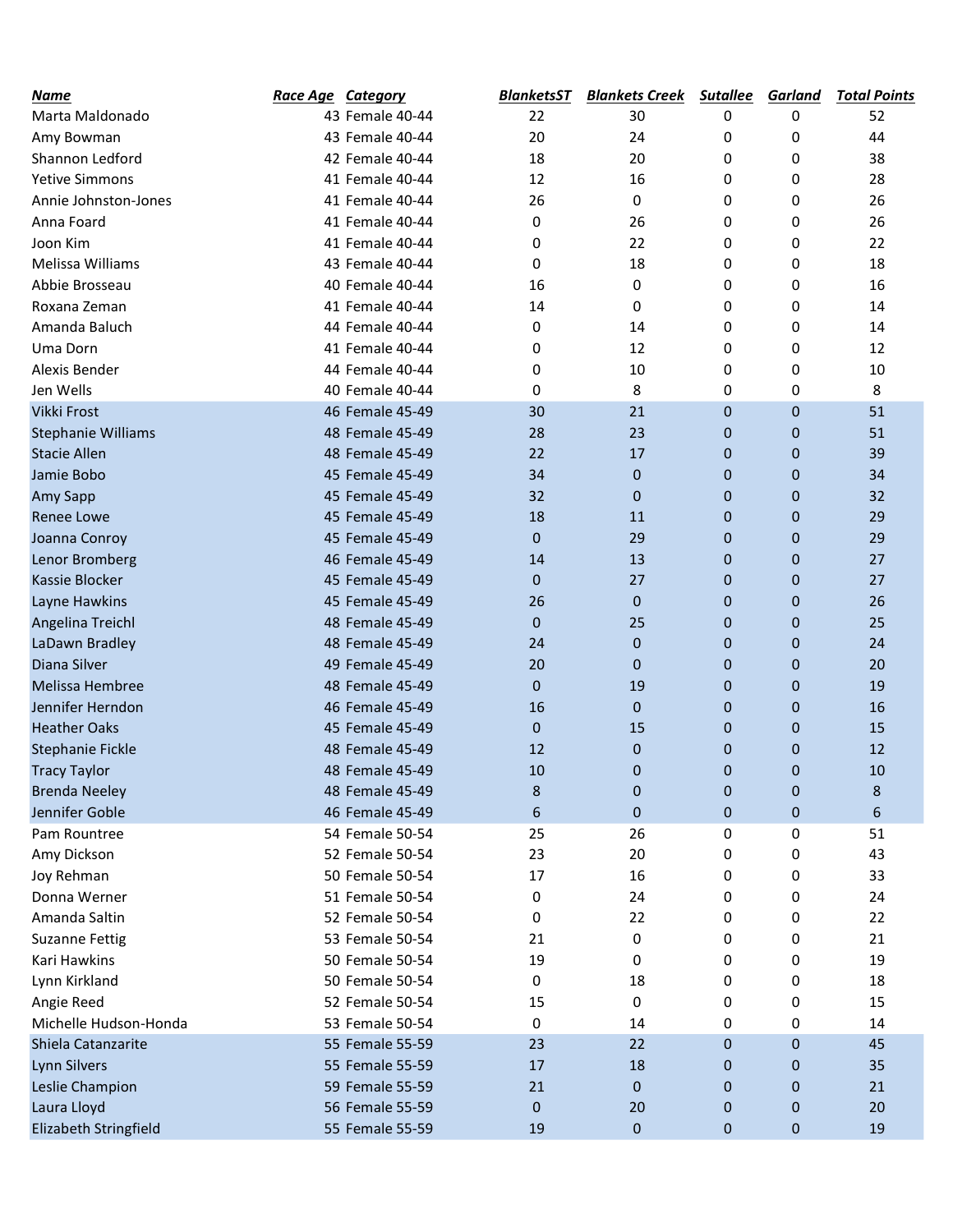| ***Name*** | ***Race Age*** | ***Category*** | ***BlanketsST*** | ***Blankets Creek*** | ***Sutallee*** | ***Garland*** | ***Total Points*** |
|---|---|---|---|---|---|---|---|
| Marta Maldonado | 43 | Female 40-44 | 22 | 30 | 0 | 0 | 52 |
| Amy Bowman | 43 | Female 40-44 | 20 | 24 | 0 | 0 | 44 |
| Shannon Ledford | 42 | Female 40-44 | 18 | 20 | 0 | 0 | 38 |
| Yetive Simmons | 41 | Female 40-44 | 12 | 16 | 0 | 0 | 28 |
| Annie Johnston-Jones | 41 | Female 40-44 | 26 | 0 | 0 | 0 | 26 |
| Anna Foard | 41 | Female 40-44 | 0 | 26 | 0 | 0 | 26 |
| Joon Kim | 41 | Female 40-44 | 0 | 22 | 0 | 0 | 22 |
| Melissa Williams | 43 | Female 40-44 | 0 | 18 | 0 | 0 | 18 |
| Abbie Brosseau | 40 | Female 40-44 | 16 | 0 | 0 | 0 | 16 |
| Roxana Zeman | 41 | Female 40-44 | 14 | 0 | 0 | 0 | 14 |
| Amanda Baluch | 44 | Female 40-44 | 0 | 14 | 0 | 0 | 14 |
| Uma Dorn | 41 | Female 40-44 | 0 | 12 | 0 | 0 | 12 |
| Alexis Bender | 44 | Female 40-44 | 0 | 10 | 0 | 0 | 10 |
| Jen Wells | 40 | Female 40-44 | 0 | 8 | 0 | 0 | 8 |
| Vikki Frost | 46 | Female 45-49 | 30 | 21 | 0 | 0 | 51 |
| Stephanie Williams | 48 | Female 45-49 | 28 | 23 | 0 | 0 | 51 |
| Stacie Allen | 48 | Female 45-49 | 22 | 17 | 0 | 0 | 39 |
| Jamie Bobo | 45 | Female 45-49 | 34 | 0 | 0 | 0 | 34 |
| Amy Sapp | 45 | Female 45-49 | 32 | 0 | 0 | 0 | 32 |
| Renee Lowe | 45 | Female 45-49 | 18 | 11 | 0 | 0 | 29 |
| Joanna Conroy | 45 | Female 45-49 | 0 | 29 | 0 | 0 | 29 |
| Lenor Bromberg | 46 | Female 45-49 | 14 | 13 | 0 | 0 | 27 |
| Kassie Blocker | 45 | Female 45-49 | 0 | 27 | 0 | 0 | 27 |
| Layne Hawkins | 45 | Female 45-49 | 26 | 0 | 0 | 0 | 26 |
| Angelina Treichl | 48 | Female 45-49 | 0 | 25 | 0 | 0 | 25 |
| LaDawn Bradley | 48 | Female 45-49 | 24 | 0 | 0 | 0 | 24 |
| Diana Silver | 49 | Female 45-49 | 20 | 0 | 0 | 0 | 20 |
| Melissa Hembree | 48 | Female 45-49 | 0 | 19 | 0 | 0 | 19 |
| Jennifer Herndon | 46 | Female 45-49 | 16 | 0 | 0 | 0 | 16 |
| Heather Oaks | 45 | Female 45-49 | 0 | 15 | 0 | 0 | 15 |
| Stephanie Fickle | 48 | Female 45-49 | 12 | 0 | 0 | 0 | 12 |
| Tracy Taylor | 48 | Female 45-49 | 10 | 0 | 0 | 0 | 10 |
| Brenda Neeley | 48 | Female 45-49 | 8 | 0 | 0 | 0 | 8 |
| Jennifer Goble | 46 | Female 45-49 | 6 | 0 | 0 | 0 | 6 |
| Pam Rountree | 54 | Female 50-54 | 25 | 26 | 0 | 0 | 51 |
| Amy Dickson | 52 | Female 50-54 | 23 | 20 | 0 | 0 | 43 |
| Joy Rehman | 50 | Female 50-54 | 17 | 16 | 0 | 0 | 33 |
| Donna Werner | 51 | Female 50-54 | 0 | 24 | 0 | 0 | 24 |
| Amanda Saltin | 52 | Female 50-54 | 0 | 22 | 0 | 0 | 22 |
| Suzanne Fettig | 53 | Female 50-54 | 21 | 0 | 0 | 0 | 21 |
| Kari Hawkins | 50 | Female 50-54 | 19 | 0 | 0 | 0 | 19 |
| Lynn Kirkland | 50 | Female 50-54 | 0 | 18 | 0 | 0 | 18 |
| Angie Reed | 52 | Female 50-54 | 15 | 0 | 0 | 0 | 15 |
| Michelle Hudson-Honda | 53 | Female 50-54 | 0 | 14 | 0 | 0 | 14 |
| Shiela Catanzarite | 55 | Female 55-59 | 23 | 22 | 0 | 0 | 45 |
| Lynn Silvers | 55 | Female 55-59 | 17 | 18 | 0 | 0 | 35 |
| Leslie Champion | 59 | Female 55-59 | 21 | 0 | 0 | 0 | 21 |
| Laura Lloyd | 56 | Female 55-59 | 0 | 20 | 0 | 0 | 20 |
| Elizabeth Stringfield | 55 | Female 55-59 | 19 | 0 | 0 | 0 | 19 |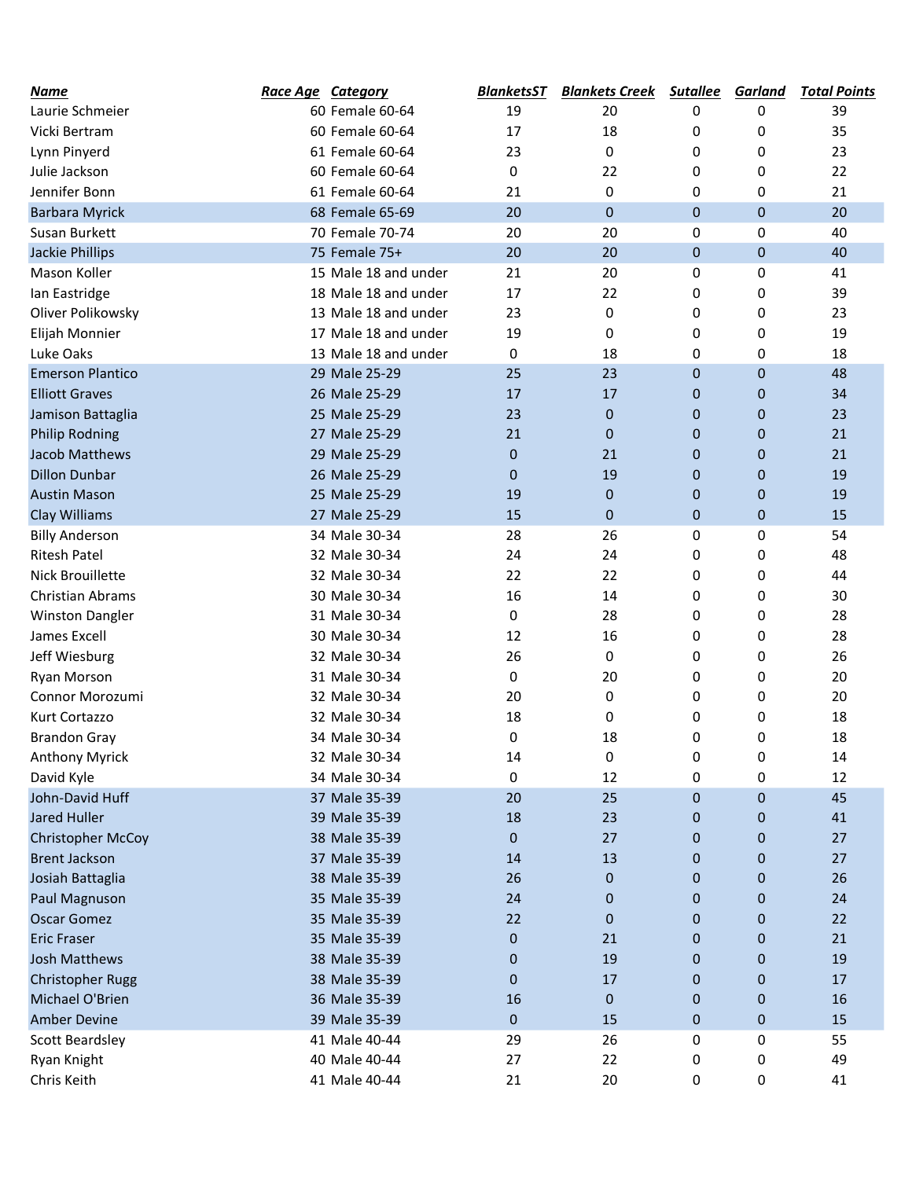| Name | Race Age | Category | BlanketsST | Blankets Creek | Sutallee | Garland | Total Points |
|---|---|---|---|---|---|---|---|
| Laurie Schmeier | 60 | Female 60-64 | 19 | 20 | 0 | 0 | 39 |
| Vicki Bertram | 60 | Female 60-64 | 17 | 18 | 0 | 0 | 35 |
| Lynn Pinyerd | 61 | Female 60-64 | 23 | 0 | 0 | 0 | 23 |
| Julie Jackson | 60 | Female 60-64 | 0 | 22 | 0 | 0 | 22 |
| Jennifer Bonn | 61 | Female 60-64 | 21 | 0 | 0 | 0 | 21 |
| Barbara Myrick | 68 | Female 65-69 | 20 | 0 | 0 | 0 | 20 |
| Susan Burkett | 70 | Female 70-74 | 20 | 20 | 0 | 0 | 40 |
| Jackie Phillips | 75 | Female 75+ | 20 | 20 | 0 | 0 | 40 |
| Mason Koller | 15 | Male 18 and under | 21 | 20 | 0 | 0 | 41 |
| Ian Eastridge | 18 | Male 18 and under | 17 | 22 | 0 | 0 | 39 |
| Oliver Polikowsky | 13 | Male 18 and under | 23 | 0 | 0 | 0 | 23 |
| Elijah Monnier | 17 | Male 18 and under | 19 | 0 | 0 | 0 | 19 |
| Luke Oaks | 13 | Male 18 and under | 0 | 18 | 0 | 0 | 18 |
| Emerson Plantico | 29 | Male 25-29 | 25 | 23 | 0 | 0 | 48 |
| Elliott Graves | 26 | Male 25-29 | 17 | 17 | 0 | 0 | 34 |
| Jamison Battaglia | 25 | Male 25-29 | 23 | 0 | 0 | 0 | 23 |
| Philip Rodning | 27 | Male 25-29 | 21 | 0 | 0 | 0 | 21 |
| Jacob Matthews | 29 | Male 25-29 | 0 | 21 | 0 | 0 | 21 |
| Dillon Dunbar | 26 | Male 25-29 | 0 | 19 | 0 | 0 | 19 |
| Austin Mason | 25 | Male 25-29 | 19 | 0 | 0 | 0 | 19 |
| Clay Williams | 27 | Male 25-29 | 15 | 0 | 0 | 0 | 15 |
| Billy Anderson | 34 | Male 30-34 | 28 | 26 | 0 | 0 | 54 |
| Ritesh Patel | 32 | Male 30-34 | 24 | 24 | 0 | 0 | 48 |
| Nick Brouillette | 32 | Male 30-34 | 22 | 22 | 0 | 0 | 44 |
| Christian Abrams | 30 | Male 30-34 | 16 | 14 | 0 | 0 | 30 |
| Winston Dangler | 31 | Male 30-34 | 0 | 28 | 0 | 0 | 28 |
| James Excell | 30 | Male 30-34 | 12 | 16 | 0 | 0 | 28 |
| Jeff Wiesburg | 32 | Male 30-34 | 26 | 0 | 0 | 0 | 26 |
| Ryan Morson | 31 | Male 30-34 | 0 | 20 | 0 | 0 | 20 |
| Connor Morozumi | 32 | Male 30-34 | 20 | 0 | 0 | 0 | 20 |
| Kurt Cortazzo | 32 | Male 30-34 | 18 | 0 | 0 | 0 | 18 |
| Brandon Gray | 34 | Male 30-34 | 0 | 18 | 0 | 0 | 18 |
| Anthony Myrick | 32 | Male 30-34 | 14 | 0 | 0 | 0 | 14 |
| David Kyle | 34 | Male 30-34 | 0 | 12 | 0 | 0 | 12 |
| John-David Huff | 37 | Male 35-39 | 20 | 25 | 0 | 0 | 45 |
| Jared Huller | 39 | Male 35-39 | 18 | 23 | 0 | 0 | 41 |
| Christopher McCoy | 38 | Male 35-39 | 0 | 27 | 0 | 0 | 27 |
| Brent Jackson | 37 | Male 35-39 | 14 | 13 | 0 | 0 | 27 |
| Josiah Battaglia | 38 | Male 35-39 | 26 | 0 | 0 | 0 | 26 |
| Paul Magnuson | 35 | Male 35-39 | 24 | 0 | 0 | 0 | 24 |
| Oscar Gomez | 35 | Male 35-39 | 22 | 0 | 0 | 0 | 22 |
| Eric Fraser | 35 | Male 35-39 | 0 | 21 | 0 | 0 | 21 |
| Josh Matthews | 38 | Male 35-39 | 0 | 19 | 0 | 0 | 19 |
| Christopher Rugg | 38 | Male 35-39 | 0 | 17 | 0 | 0 | 17 |
| Michael O'Brien | 36 | Male 35-39 | 16 | 0 | 0 | 0 | 16 |
| Amber Devine | 39 | Male 35-39 | 0 | 15 | 0 | 0 | 15 |
| Scott Beardsley | 41 | Male 40-44 | 29 | 26 | 0 | 0 | 55 |
| Ryan Knight | 40 | Male 40-44 | 27 | 22 | 0 | 0 | 49 |
| Chris Keith | 41 | Male 40-44 | 21 | 20 | 0 | 0 | 41 |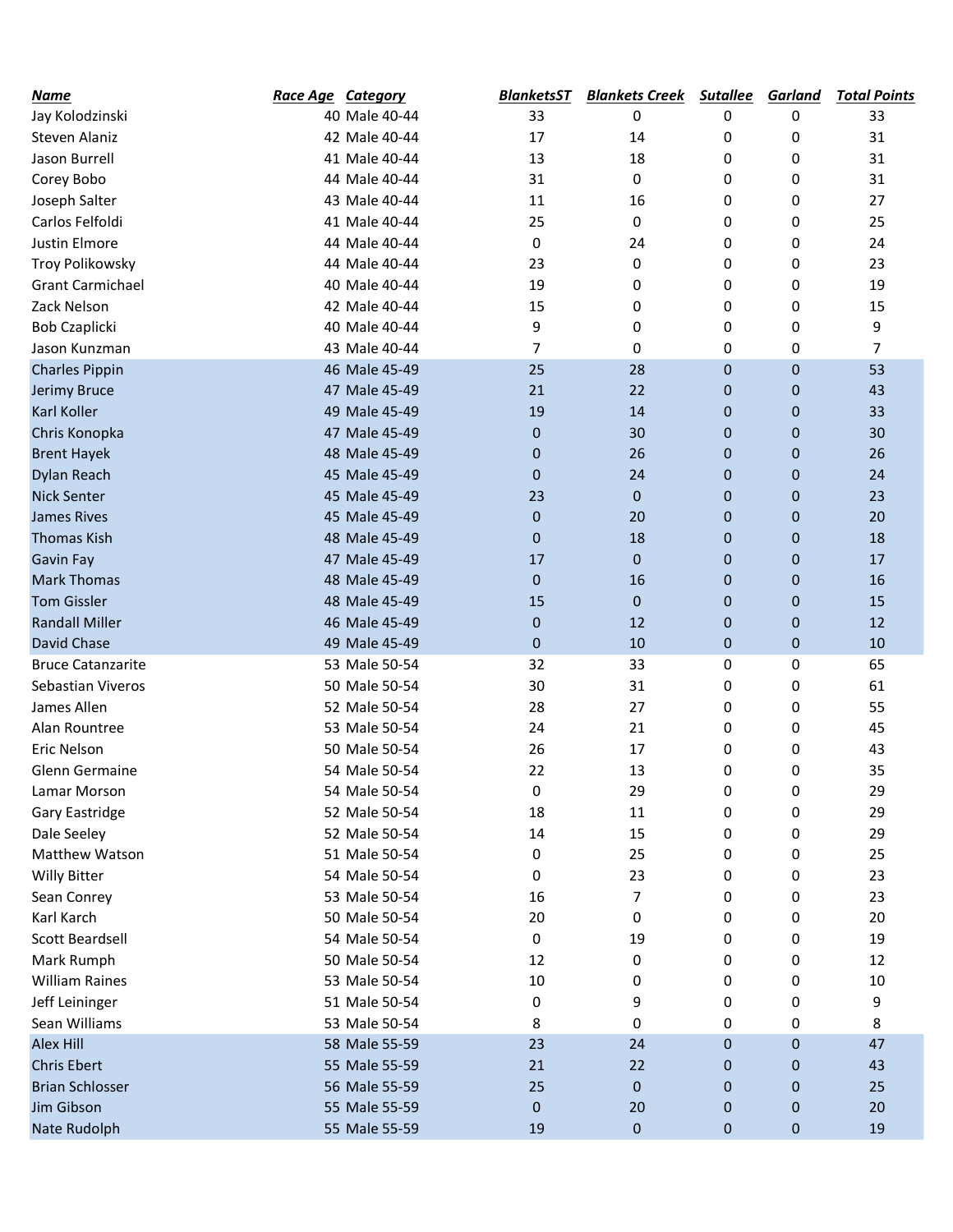| *Name* | *Race Age* | *Category* | *BlanketsST* | *Blankets Creek* | *Sutallee* | *Garland* | *Total Points* |
|---|---|---|---|---|---|---|---|
| Jay Kolodzinski | 40 | Male 40-44 | 33 | 0 | 0 | 0 | 33 |
| Steven Alaniz | 42 | Male 40-44 | 17 | 14 | 0 | 0 | 31 |
| Jason Burrell | 41 | Male 40-44 | 13 | 18 | 0 | 0 | 31 |
| Corey Bobo | 44 | Male 40-44 | 31 | 0 | 0 | 0 | 31 |
| Joseph Salter | 43 | Male 40-44 | 11 | 16 | 0 | 0 | 27 |
| Carlos Felfoldi | 41 | Male 40-44 | 25 | 0 | 0 | 0 | 25 |
| Justin Elmore | 44 | Male 40-44 | 0 | 24 | 0 | 0 | 24 |
| Troy Polikowsky | 44 | Male 40-44 | 23 | 0 | 0 | 0 | 23 |
| Grant Carmichael | 40 | Male 40-44 | 19 | 0 | 0 | 0 | 19 |
| Zack Nelson | 42 | Male 40-44 | 15 | 0 | 0 | 0 | 15 |
| Bob Czaplicki | 40 | Male 40-44 | 9 | 0 | 0 | 0 | 9 |
| Jason Kunzman | 43 | Male 40-44 | 7 | 0 | 0 | 0 | 7 |
| Charles Pippin | 46 | Male 45-49 | 25 | 28 | 0 | 0 | 53 |
| Jerimy Bruce | 47 | Male 45-49 | 21 | 22 | 0 | 0 | 43 |
| Karl Koller | 49 | Male 45-49 | 19 | 14 | 0 | 0 | 33 |
| Chris Konopka | 47 | Male 45-49 | 0 | 30 | 0 | 0 | 30 |
| Brent Hayek | 48 | Male 45-49 | 0 | 26 | 0 | 0 | 26 |
| Dylan Reach | 45 | Male 45-49 | 0 | 24 | 0 | 0 | 24 |
| Nick Senter | 45 | Male 45-49 | 23 | 0 | 0 | 0 | 23 |
| James Rives | 45 | Male 45-49 | 0 | 20 | 0 | 0 | 20 |
| Thomas Kish | 48 | Male 45-49 | 0 | 18 | 0 | 0 | 18 |
| Gavin Fay | 47 | Male 45-49 | 17 | 0 | 0 | 0 | 17 |
| Mark Thomas | 48 | Male 45-49 | 0 | 16 | 0 | 0 | 16 |
| Tom Gissler | 48 | Male 45-49 | 15 | 0 | 0 | 0 | 15 |
| Randall Miller | 46 | Male 45-49 | 0 | 12 | 0 | 0 | 12 |
| David Chase | 49 | Male 45-49 | 0 | 10 | 0 | 0 | 10 |
| Bruce Catanzarite | 53 | Male 50-54 | 32 | 33 | 0 | 0 | 65 |
| Sebastian Viveros | 50 | Male 50-54 | 30 | 31 | 0 | 0 | 61 |
| James Allen | 52 | Male 50-54 | 28 | 27 | 0 | 0 | 55 |
| Alan Rountree | 53 | Male 50-54 | 24 | 21 | 0 | 0 | 45 |
| Eric Nelson | 50 | Male 50-54 | 26 | 17 | 0 | 0 | 43 |
| Glenn Germaine | 54 | Male 50-54 | 22 | 13 | 0 | 0 | 35 |
| Lamar Morson | 54 | Male 50-54 | 0 | 29 | 0 | 0 | 29 |
| Gary Eastridge | 52 | Male 50-54 | 18 | 11 | 0 | 0 | 29 |
| Dale Seeley | 52 | Male 50-54 | 14 | 15 | 0 | 0 | 29 |
| Matthew Watson | 51 | Male 50-54 | 0 | 25 | 0 | 0 | 25 |
| Willy Bitter | 54 | Male 50-54 | 0 | 23 | 0 | 0 | 23 |
| Sean Conrey | 53 | Male 50-54 | 16 | 7 | 0 | 0 | 23 |
| Karl Karch | 50 | Male 50-54 | 20 | 0 | 0 | 0 | 20 |
| Scott Beardsell | 54 | Male 50-54 | 0 | 19 | 0 | 0 | 19 |
| Mark Rumph | 50 | Male 50-54 | 12 | 0 | 0 | 0 | 12 |
| William Raines | 53 | Male 50-54 | 10 | 0 | 0 | 0 | 10 |
| Jeff Leininger | 51 | Male 50-54 | 0 | 9 | 0 | 0 | 9 |
| Sean Williams | 53 | Male 50-54 | 8 | 0 | 0 | 0 | 8 |
| Alex Hill | 58 | Male 55-59 | 23 | 24 | 0 | 0 | 47 |
| Chris Ebert | 55 | Male 55-59 | 21 | 22 | 0 | 0 | 43 |
| Brian Schlosser | 56 | Male 55-59 | 25 | 0 | 0 | 0 | 25 |
| Jim Gibson | 55 | Male 55-59 | 0 | 20 | 0 | 0 | 20 |
| Nate Rudolph | 55 | Male 55-59 | 19 | 0 | 0 | 0 | 19 |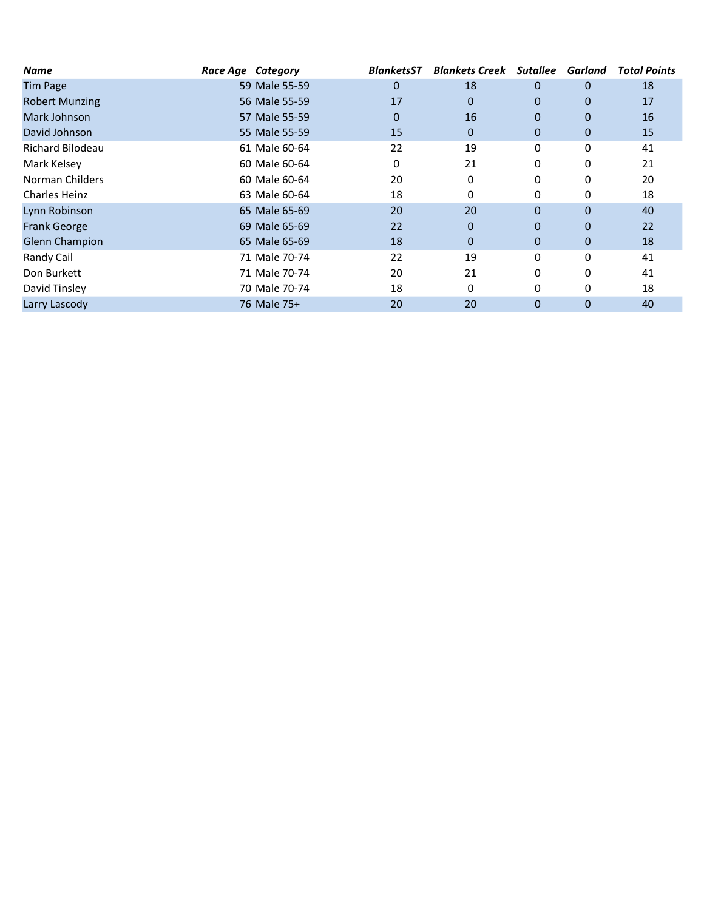| ***Name*** | ***Race Age*** | ***Category*** | ***BlanketsST*** | ***Blankets Creek*** | ***Sutallee*** | ***Garland*** | ***Total Points*** |
|---|---|---|---|---|---|---|---|
| Tim Page | 59 | Male 55-59 | 0 | 18 | 0 | 0 | 18 |
| Robert Munzing | 56 | Male 55-59 | 17 | 0 | 0 | 0 | 17 |
| Mark Johnson | 57 | Male 55-59 | 0 | 16 | 0 | 0 | 16 |
| David Johnson | 55 | Male 55-59 | 15 | 0 | 0 | 0 | 15 |
| Richard Bilodeau | 61 | Male 60-64 | 22 | 19 | 0 | 0 | 41 |
| Mark Kelsey | 60 | Male 60-64 | 0 | 21 | 0 | 0 | 21 |
| Norman Childers | 60 | Male 60-64 | 20 | 0 | 0 | 0 | 20 |
| Charles Heinz | 63 | Male 60-64 | 18 | 0 | 0 | 0 | 18 |
| Lynn Robinson | 65 | Male 65-69 | 20 | 20 | 0 | 0 | 40 |
| Frank George | 69 | Male 65-69 | 22 | 0 | 0 | 0 | 22 |
| Glenn Champion | 65 | Male 65-69 | 18 | 0 | 0 | 0 | 18 |
| Randy Cail | 71 | Male 70-74 | 22 | 19 | 0 | 0 | 41 |
| Don Burkett | 71 | Male 70-74 | 20 | 21 | 0 | 0 | 41 |
| David Tinsley | 70 | Male 70-74 | 18 | 0 | 0 | 0 | 18 |
| Larry Lascody | 76 | Male 75+ | 20 | 20 | 0 | 0 | 40 |